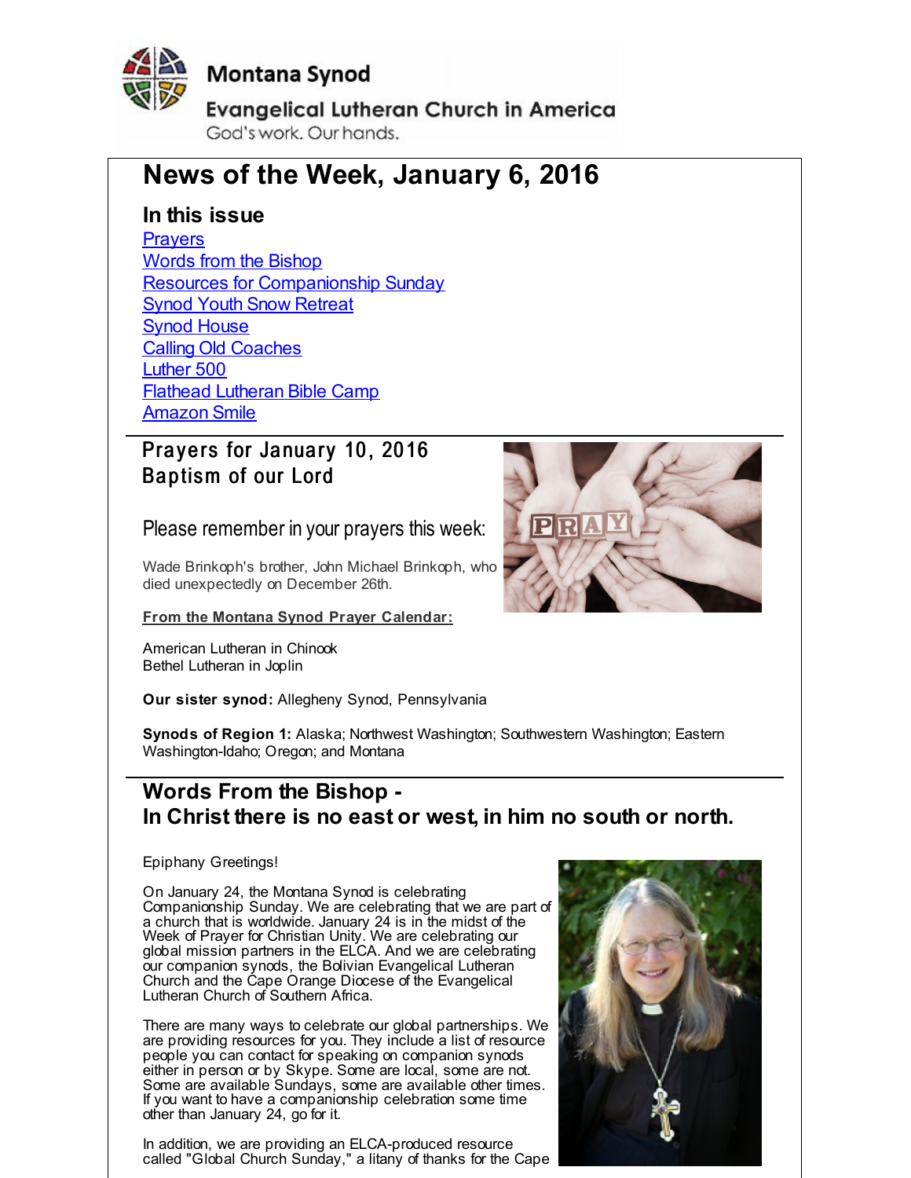Montana Synod

Evangelical Lutheran Church in America

God's work. Our hands.

# News of the Week, January 6, 2016

## In this issue

Prayers
Words from the Bishop
Resources for Companionship Sunday
Synod Youth Snow Retreat
Synod House
Calling Old Coaches
Luther 500
Flathead Lutheran Bible Camp
Amazon Smile

## Prayers for January 10, 2016
## Baptism of our Lord

Please remember in your prayers this week:

Wade Brinkoph's brother, John Michael Brinkoph, who died unexpectedly on December 26th.

**From the Montana Synod Prayer Calendar:**

American Lutheran in Chinook
Bethel Lutheran in Joplin

**Our sister synod:** Allegheny Synod, Pennsylvania

**Synods of Region 1:** Alaska; Northwest Washington; Southwestern Washington; Eastern Washington-Idaho; Oregon; and Montana

## Words From the Bishop - In Christ there is no east or west, in him no south or north.

Epiphany Greetings!

On January 24, the Montana Synod is celebrating Companionship Sunday. We are celebrating that we are part of a church that is worldwide. January 24 is in the midst of the Week of Prayer for Christian Unity. We are celebrating our global mission partners in the ELCA. And we are celebrating our companion synods, the Bolivian Evangelical Lutheran Church and the Cape Orange Diocese of the Evangelical Lutheran Church of Southern Africa.

There are many ways to celebrate our global partnerships. We are providing resources for you. They include a list of resource people you can contact for speaking on companion synods either in person or by Skype. Some are local, some are not. Some are available Sundays, some are available other times. If you want to have a companionship celebration some time other than January 24, go for it.

In addition, we are providing an ELCA-produced resource called "Global Church Sunday," a litany of thanks for the Cape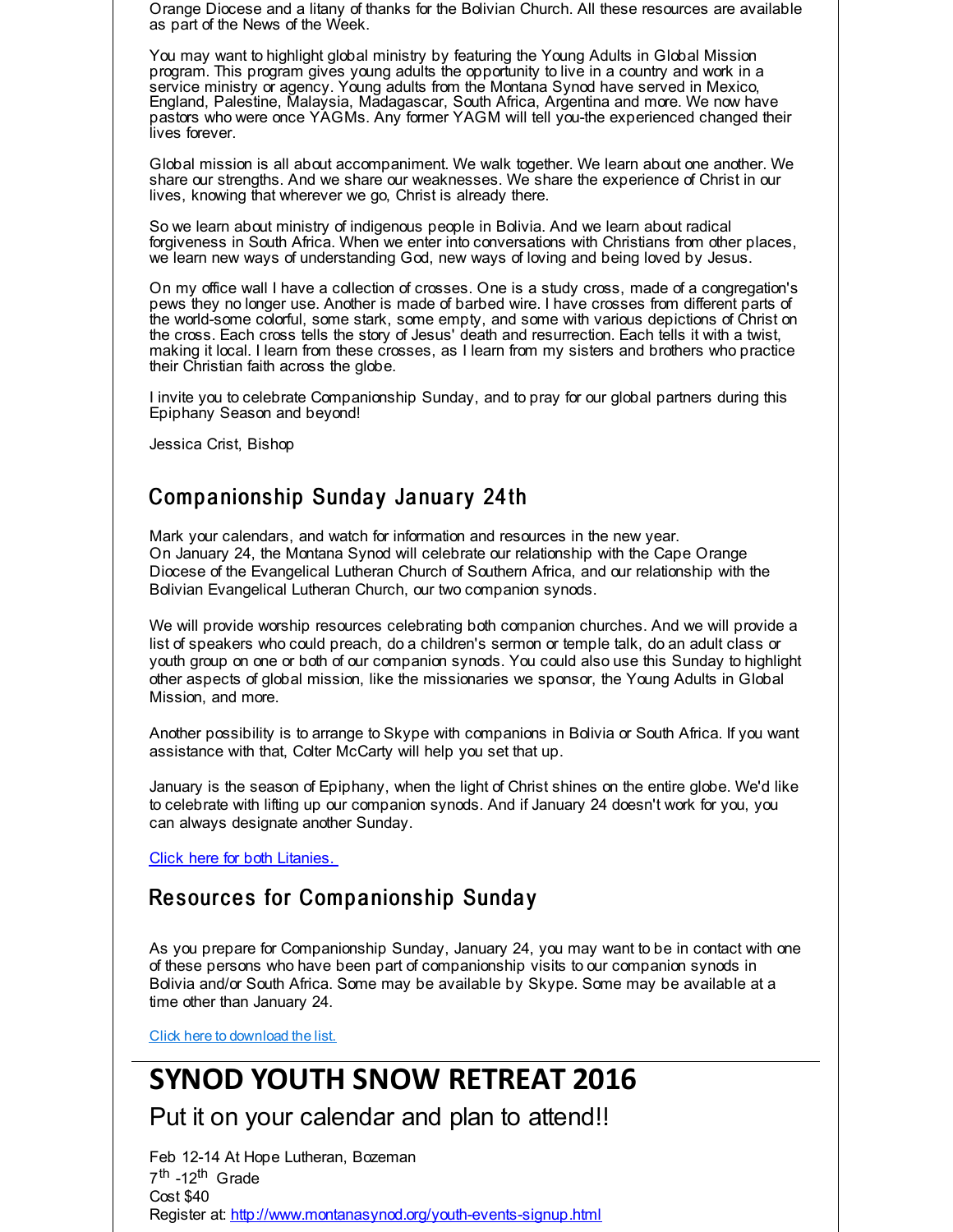Orange Diocese and a litany of thanks for the Bolivian Church. All these resources are available as part of the News of the Week.

You may want to highlight global ministry by featuring the Young Adults in Global Mission program. This program gives young adults the opportunity to live in a country and work in a service ministry or agency. Young adults from the Montana Synod have served in Mexico, England, Palestine, Malaysia, Madagascar, South Africa, Argentina and more. We now have pastors who were once YAGMs. Any former YAGM will tell you-the experienced changed their lives forever.

Global mission is all about accompaniment. We walk together. We learn about one another. We share our strengths. And we share our weaknesses. We share the experience of Christ in our lives, knowing that wherever we go, Christ is already there.

So we learn about ministry of indigenous people in Bolivia. And we learn about radical forgiveness in South Africa. When we enter into conversations with Christians from other places, we learn new ways of understanding God, new ways of loving and being loved by Jesus.

On my office wall I have a collection of crosses. One is a study cross, made of a congregation's pews they no longer use. Another is made of barbed wire. I have crosses from different parts of the world-some colorful, some stark, some empty, and some with various depictions of Christ on the cross. Each cross tells the story of Jesus' death and resurrection. Each tells it with a twist, making it local. I learn from these crosses, as I learn from my sisters and brothers who practice their Christian faith across the globe.

I invite you to celebrate Companionship Sunday, and to pray for our global partners during this Epiphany Season and beyond!

Jessica Crist, Bishop

## Companionship Sunday January 24th

Mark your calendars, and watch for information and resources in the new year.
On January 24, the Montana Synod will celebrate our relationship with the Cape Orange Diocese of the Evangelical Lutheran Church of Southern Africa, and our relationship with the Bolivian Evangelical Lutheran Church, our two companion synods.

We will provide worship resources celebrating both companion churches. And we will provide a list of speakers who could preach, do a children's sermon or temple talk, do an adult class or youth group on one or both of our companion synods. You could also use this Sunday to highlight other aspects of global mission, like the missionaries we sponsor, the Young Adults in Global Mission, and more.

Another possibility is to arrange to Skype with companions in Bolivia or South Africa. If you want assistance with that, Colter McCarty will help you set that up.

January is the season of Epiphany, when the light of Christ shines on the entire globe. We'd like to celebrate with lifting up our companion synods. And if January 24 doesn't work for you, you can always designate another Sunday.

Click here for both Litanies.

## Resources for Companionship Sunday

As you prepare for Companionship Sunday, January 24, you may want to be in contact with one of these persons who have been part of companionship visits to our companion synods in Bolivia and/or South Africa. Some may be available by Skype. Some may be available at a time other than January 24.

Click here to download the list.

---

# SYNOD YOUTH SNOW RETREAT 2016

Put it on your calendar and plan to attend!!

Feb 12-14 At Hope Lutheran, Bozeman
7th -12th Grade
Cost $40
Register at: http://www.montanasynod.org/youth-events-signup.html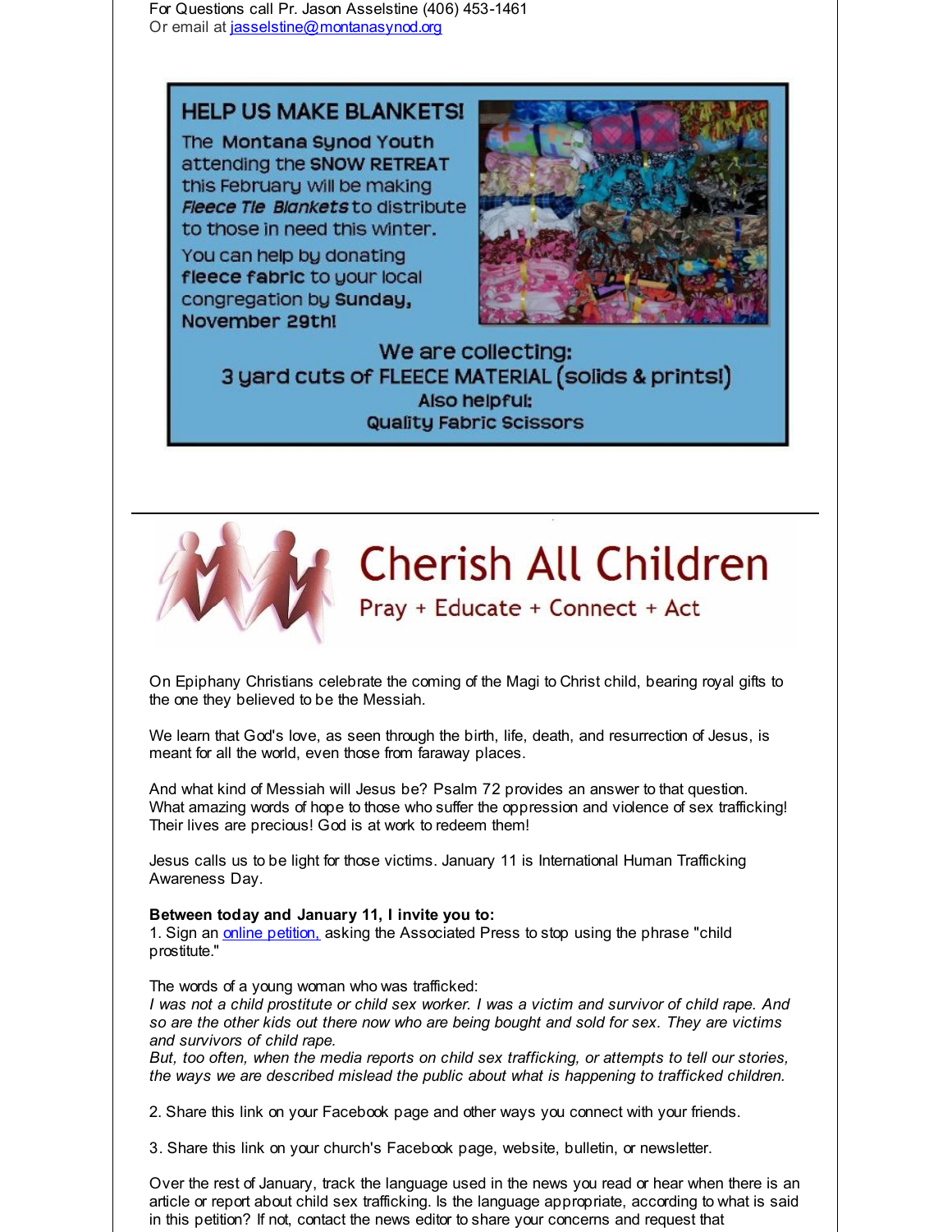For Questions call Pr. Jason Asselstine (406) 453-1461
Or email at jasselstine@montanasynod.org

## HELP US MAKE BLANKETS!

The **Montana Synod Youth** attending the **SNOW RETREAT** this February will be making ***Fleece Tie Blankets*** to distribute to those in need this winter.

You can help by donating **fleece fabric** to your local congregation by **Sunday, November 29th!**

We are collecting:
3 yard cuts of FLEECE MATERIAL (solids & prints!)
Also helpful:
Quality Fabric Scissors

---

# Cherish All Children

Pray + Educate + Connect + Act

On Epiphany Christians celebrate the coming of the Magi to Christ child, bearing royal gifts to the one they believed to be the Messiah.

We learn that God's love, as seen through the birth, life, death, and resurrection of Jesus, is meant for all the world, even those from faraway places.

And what kind of Messiah will Jesus be? Psalm 72 provides an answer to that question. What amazing words of hope to those who suffer the oppression and violence of sex trafficking! Their lives are precious! God is at work to redeem them!

Jesus calls us to be light for those victims. January 11 is International Human Trafficking Awareness Day.

**Between today and January 11, I invite you to:**
1. Sign an online petition, asking the Associated Press to stop using the phrase "child prostitute."

The words of a young woman who was trafficked:
*I was not a child prostitute or child sex worker. I was a victim and survivor of child rape. And so are the other kids out there now who are being bought and sold for sex. They are victims and survivors of child rape.*
*But, too often, when the media reports on child sex trafficking, or attempts to tell our stories, the ways we are described mislead the public about what is happening to trafficked children.*

2. Share this link on your Facebook page and other ways you connect with your friends.

3. Share this link on your church's Facebook page, website, bulletin, or newsletter.

Over the rest of January, track the language used in the news you read or hear when there is an article or report about child sex trafficking. Is the language appropriate, according to what is said in this petition? If not, contact the news editor to share your concerns and request that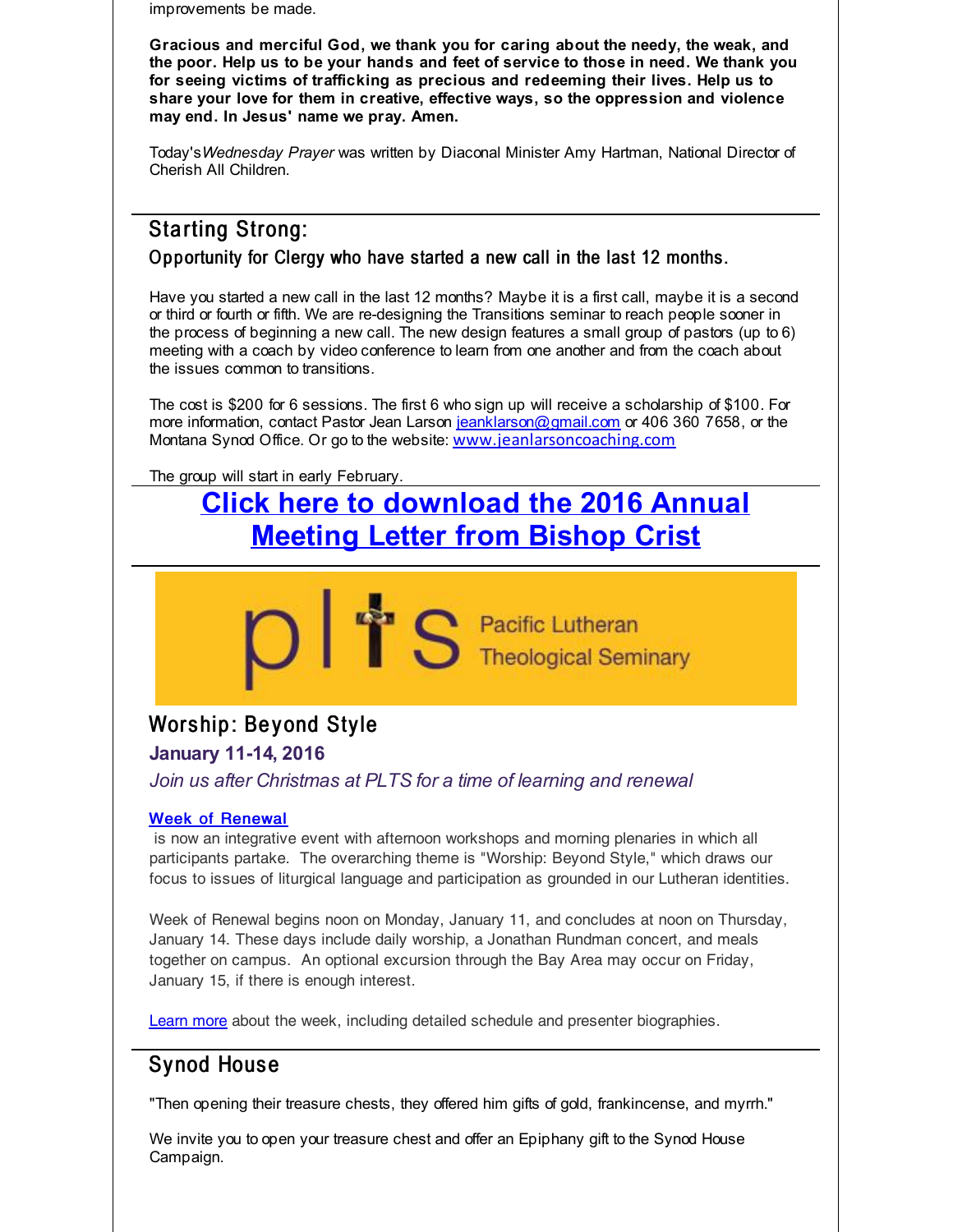improvements be made.

**Gracious and merciful God, we thank you for caring about the needy, the weak, and the poor. Help us to be your hands and feet of service to those in need. We thank you for seeing victims of trafficking as precious and redeeming their lives. Help us to share your love for them in creative, effective ways, so the oppression and violence may end. In Jesus' name we pray. Amen.**

Today's *Wednesday Prayer* was written by Diaconal Minister Amy Hartman, National Director of Cherish All Children.

## Starting Strong:

### Opportunity for Clergy who have started a new call in the last 12 months.

Have you started a new call in the last 12 months? Maybe it is a first call, maybe it is a second or third or fourth or fifth. We are re-designing the Transitions seminar to reach people sooner in the process of beginning a new call. The new design features a small group of pastors (up to 6) meeting with a coach by video conference to learn from one another and from the coach about the issues common to transitions.

The cost is $200 for 6 sessions. The first 6 who sign up will receive a scholarship of $100. For more information, contact Pastor Jean Larson jeanklarson@gmail.com or 406 360 7658, or the Montana Synod Office. Or go to the website: www.jeanlarsoncoaching.com

The group will start in early February.

## Click here to download the 2016 Annual Meeting Letter from Bishop Crist

plts Pacific Lutheran Theological Seminary

## Worship: Beyond Style

### January 11-14, 2016

*Join us after Christmas at PLTS for a time of learning and renewal*

**Week of Renewal** is now an integrative event with afternoon workshops and morning plenaries in which all participants partake. The overarching theme is "Worship: Beyond Style," which draws our focus to issues of liturgical language and participation as grounded in our Lutheran identities.

Week of Renewal begins noon on Monday, January 11, and concludes at noon on Thursday, January 14. These days include daily worship, a Jonathan Rundman concert, and meals together on campus. An optional excursion through the Bay Area may occur on Friday, January 15, if there is enough interest.

Learn more about the week, including detailed schedule and presenter biographies.

## Synod House

"Then opening their treasure chests, they offered him gifts of gold, frankincense, and myrrh."

We invite you to open your treasure chest and offer an Epiphany gift to the Synod House Campaign.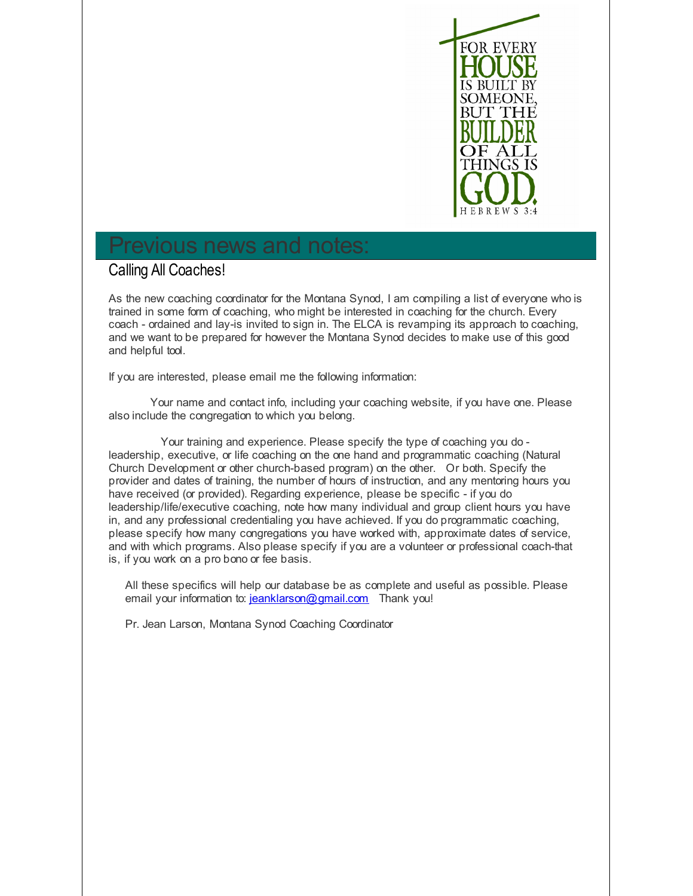FOR EVERY HOUSE IS BUILT BY SOMEONE, BUT THE BUILDER OF ALL THINGS IS GOD. HEBREWS 3:4

# Previous news and notes:

## Calling All Coaches!

As the new coaching coordinator for the Montana Synod, I am compiling a list of everyone who is trained in some form of coaching, who might be interested in coaching for the church. Every coach - ordained and lay-is invited to sign in. The ELCA is revamping its approach to coaching, and we want to be prepared for however the Montana Synod decides to make use of this good and helpful tool.

If you are interested, please email me the following information:

Your name and contact info, including your coaching website, if you have one. Please also include the congregation to which you belong.

Your training and experience. Please specify the type of coaching you do - leadership, executive, or life coaching on the one hand and programmatic coaching (Natural Church Development or other church-based program) on the other. Or both. Specify the provider and dates of training, the number of hours of instruction, and any mentoring hours you have received (or provided). Regarding experience, please be specific - if you do leadership/life/executive coaching, note how many individual and group client hours you have in, and any professional credentialing you have achieved. If you do programmatic coaching, please specify how many congregations you have worked with, approximate dates of service, and with which programs. Also please specify if you are a volunteer or professional coach-that is, if you work on a pro bono or fee basis.

All these specifics will help our database be as complete and useful as possible. Please email your information to: jeanklarson@gmail.com Thank you!

Pr. Jean Larson, Montana Synod Coaching Coordinator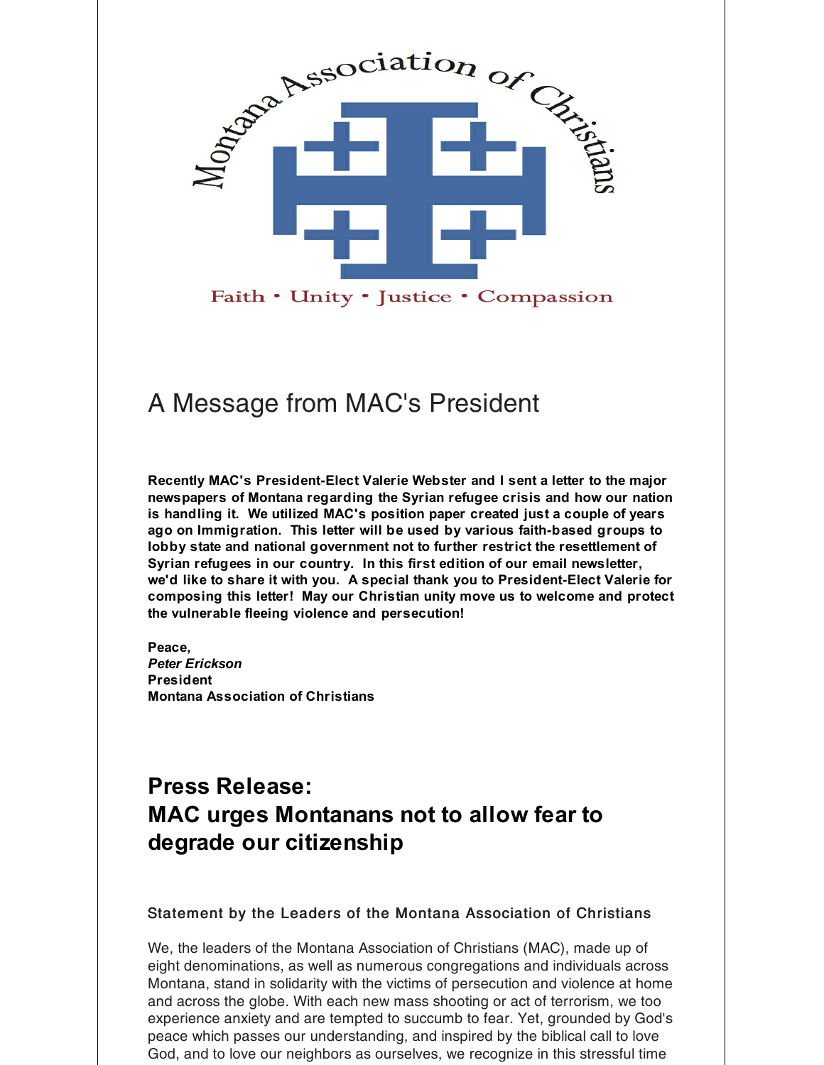Montana Association of Christians

Faith • Unity • Justice • Compassion

## A Message from MAC's President

**Recently MAC's President-Elect Valerie Webster and I sent a letter to the major newspapers of Montana regarding the Syrian refugee crisis and how our nation is handling it. We utilized MAC's position paper created just a couple of years ago on Immigration. This letter will be used by various faith-based groups to lobby state and national government not to further restrict the resettlement of Syrian refugees in our country. In this first edition of our email newsletter, we'd like to share it with you. A special thank you to President-Elect Valerie for composing this letter! May our Christian unity move us to welcome and protect the vulnerable fleeing violence and persecution!**

**Peace,**
***Peter Erickson***
**President**
**Montana Association of Christians**

## Press Release:
## MAC urges Montanans not to allow fear to degrade our citizenship

**Statement by the Leaders of the Montana Association of Christians**

We, the leaders of the Montana Association of Christians (MAC), made up of eight denominations, as well as numerous congregations and individuals across Montana, stand in solidarity with the victims of persecution and violence at home and across the globe. With each new mass shooting or act of terrorism, we too experience anxiety and are tempted to succumb to fear. Yet, grounded by God's peace which passes our understanding, and inspired by the biblical call to love God, and to love our neighbors as ourselves, we recognize in this stressful time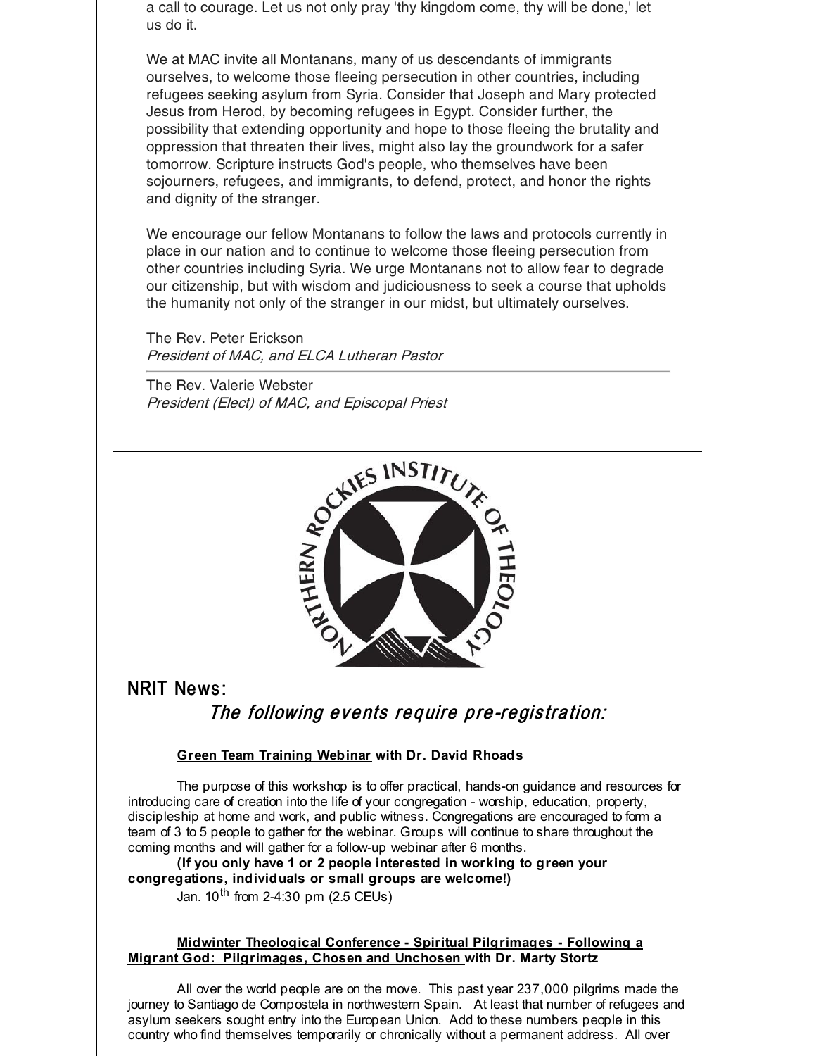a call to courage. Let us not only pray 'thy kingdom come, thy will be done,' let us do it.

We at MAC invite all Montanans, many of us descendants of immigrants ourselves, to welcome those fleeing persecution in other countries, including refugees seeking asylum from Syria. Consider that Joseph and Mary protected Jesus from Herod, by becoming refugees in Egypt. Consider further, the possibility that extending opportunity and hope to those fleeing the brutality and oppression that threaten their lives, might also lay the groundwork for a safer tomorrow. Scripture instructs God's people, who themselves have been sojourners, refugees, and immigrants, to defend, protect, and honor the rights and dignity of the stranger.

We encourage our fellow Montanans to follow the laws and protocols currently in place in our nation and to continue to welcome those fleeing persecution from other countries including Syria. We urge Montanans not to allow fear to degrade our citizenship, but with wisdom and judiciousness to seek a course that upholds the humanity not only of the stranger in our midst, but ultimately ourselves.

The Rev. Peter Erickson
*President of MAC, and ELCA Lutheran Pastor*

---

The Rev. Valerie Webster
*President (Elect) of MAC, and Episcopal Priest*

---

NORTHERN ROCKIES INSTITUTE OF THEOLOGY

## NRIT News:

### *The following events require pre-registration:*

**Green Team Training Webinar with Dr. David Rhoads**

The purpose of this workshop is to offer practical, hands-on guidance and resources for introducing care of creation into the life of your congregation - worship, education, property, discipleship at home and work, and public witness. Congregations are encouraged to form a team of 3 to 5 people to gather for the webinar. Groups will continue to share throughout the coming months and will gather for a follow-up webinar after 6 months.

**(If you only have 1 or 2 people interested in working to green your congregations, individuals or small groups are welcome!)**

Jan. 10th from 2-4:30 pm (2.5 CEUs)

**Midwinter Theological Conference - Spiritual Pilgrimages - Following a Migrant God: Pilgrimages, Chosen and Unchosen with Dr. Marty Stortz**

All over the world people are on the move. This past year 237,000 pilgrims made the journey to Santiago de Compostela in northwestern Spain. At least that number of refugees and asylum seekers sought entry into the European Union. Add to these numbers people in this country who find themselves temporarily or chronically without a permanent address. All over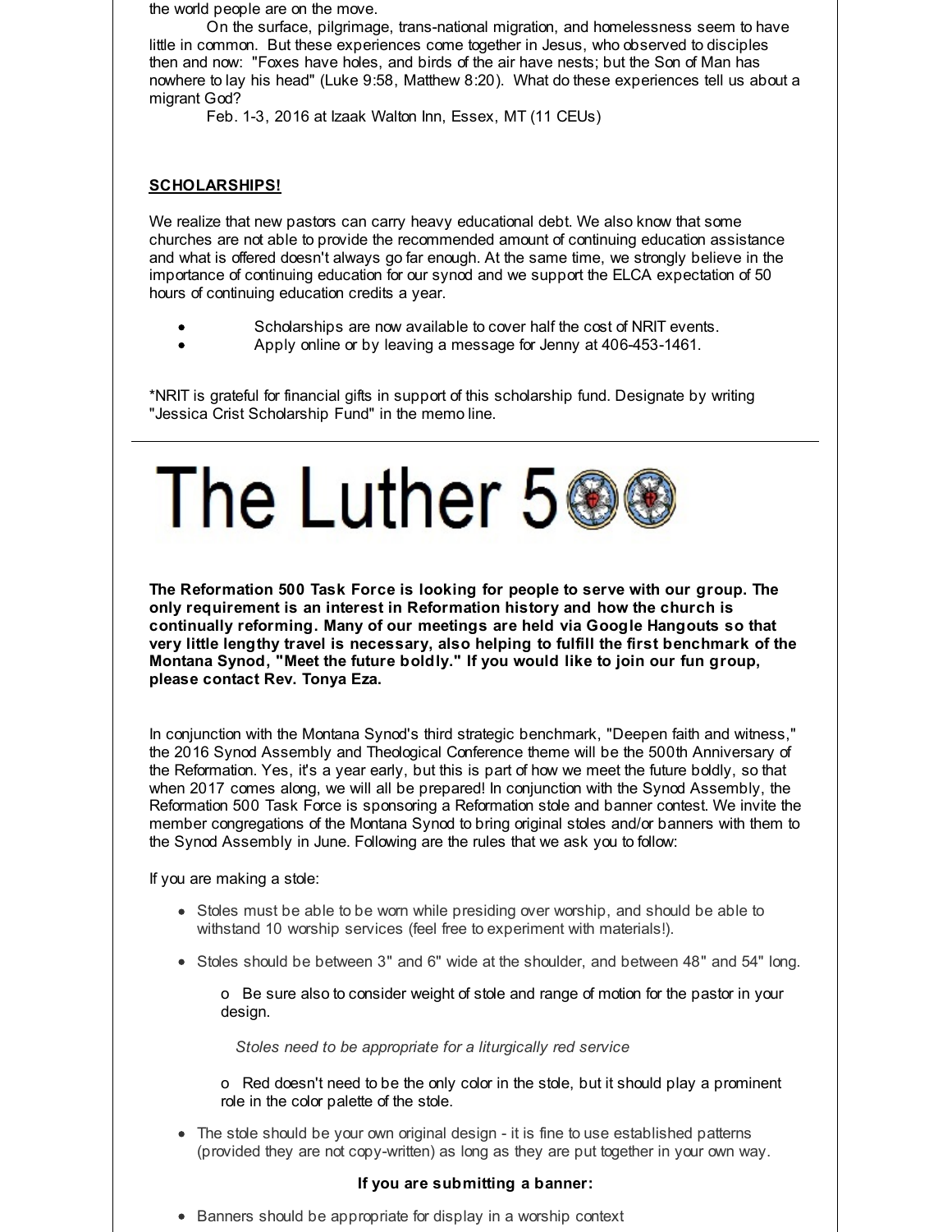the world people are on the move.

On the surface, pilgrimage, trans-national migration, and homelessness seem to have little in common. But these experiences come together in Jesus, who observed to disciples then and now: "Foxes have holes, and birds of the air have nests; but the Son of Man has nowhere to lay his head" (Luke 9:58, Matthew 8:20). What do these experiences tell us about a migrant God?

Feb. 1-3, 2016 at Izaak Walton Inn, Essex, MT (11 CEUs)

**SCHOLARSHIPS!**

We realize that new pastors can carry heavy educational debt. We also know that some churches are not able to provide the recommended amount of continuing education assistance and what is offered doesn't always go far enough. At the same time, we strongly believe in the importance of continuing education for our synod and we support the ELCA expectation of 50 hours of continuing education credits a year.

- Scholarships are now available to cover half the cost of NRIT events.
- Apply online or by leaving a message for Jenny at 406-453-1461.

*NRIT is grateful for financial gifts in support of this scholarship fund. Designate by writing "Jessica Crist Scholarship Fund" in the memo line.

---

# The Luther 500

**The Reformation 500 Task Force is looking for people to serve with our group. The only requirement is an interest in Reformation history and how the church is continually reforming. Many of our meetings are held via Google Hangouts so that very little lengthy travel is necessary, also helping to fulfill the first benchmark of the Montana Synod, "Meet the future boldly." If you would like to join our fun group, please contact Rev. Tonya Eza.**

In conjunction with the Montana Synod's third strategic benchmark, "Deepen faith and witness," the 2016 Synod Assembly and Theological Conference theme will be the 500th Anniversary of the Reformation. Yes, it's a year early, but this is part of how we meet the future boldly, so that when 2017 comes along, we will all be prepared! In conjunction with the Synod Assembly, the Reformation 500 Task Force is sponsoring a Reformation stole and banner contest. We invite the member congregations of the Montana Synod to bring original stoles and/or banners with them to the Synod Assembly in June. Following are the rules that we ask you to follow:

If you are making a stole:

- Stoles must be able to be worn while presiding over worship, and should be able to withstand 10 worship services (feel free to experiment with materials!).
- Stoles should be between 3" and 6" wide at the shoulder, and between 48" and 54" long.
  - Be sure also to consider weight of stole and range of motion for the pastor in your design.

  *Stoles need to be appropriate for a liturgically red service*

  - Red doesn't need to be the only color in the stole, but it should play a prominent role in the color palette of the stole.
- The stole should be your own original design - it is fine to use established patterns (provided they are not copy-written) as long as they are put together in your own way.

**If you are submitting a banner:**

- Banners should be appropriate for display in a worship context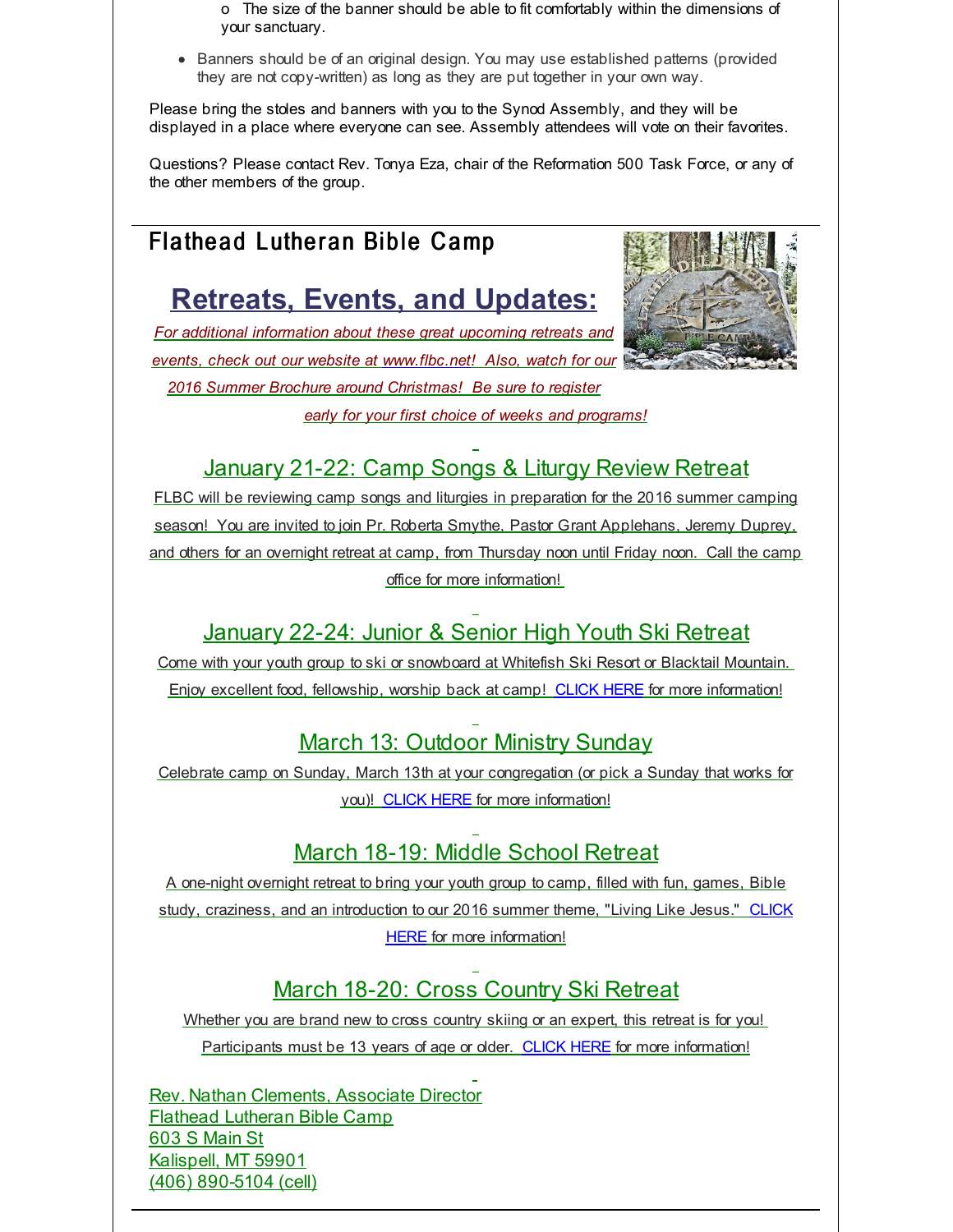- The size of the banner should be able to fit comfortably within the dimensions of your sanctuary.

- Banners should be of an original design. You may use established patterns (provided they are not copy-written) as long as they are put together in your own way.

Please bring the stoles and banners with you to the Synod Assembly, and they will be displayed in a place where everyone can see. Assembly attendees will vote on their favorites.

Questions? Please contact Rev. Tonya Eza, chair of the Reformation 500 Task Force, or any of the other members of the group.

---

## Flathead Lutheran Bible Camp

# Retreats, Events, and Updates:

*For additional information about these great upcoming retreats and events, check out our website at www.flbc.net! Also, watch for our 2016 Summer Brochure around Christmas! Be sure to register early for your first choice of weeks and programs!*

### January 21-22: Camp Songs & Liturgy Review Retreat

FLBC will be reviewing camp songs and liturgies in preparation for the 2016 summer camping season! You are invited to join Pr. Roberta Smythe, Pastor Grant Applehans, Jeremy Duprey, and others for an overnight retreat at camp, from Thursday noon until Friday noon. Call the camp office for more information!

### January 22-24: Junior & Senior High Youth Ski Retreat

Come with your youth group to ski or snowboard at Whitefish Ski Resort or Blacktail Mountain. Enjoy excellent food, fellowship, worship back at camp! CLICK HERE for more information!

### March 13: Outdoor Ministry Sunday

Celebrate camp on Sunday, March 13th at your congregation (or pick a Sunday that works for you)! CLICK HERE for more information!

### March 18-19: Middle School Retreat

A one-night overnight retreat to bring your youth group to camp, filled with fun, games, Bible study, craziness, and an introduction to our 2016 summer theme, "Living Like Jesus." CLICK HERE for more information!

### March 18-20: Cross Country Ski Retreat

Whether you are brand new to cross country skiing or an expert, this retreat is for you! Participants must be 13 years of age or older. CLICK HERE for more information!

Rev. Nathan Clements, Associate Director
Flathead Lutheran Bible Camp
603 S Main St
Kalispell, MT 59901
(406) 890-5104 (cell)

---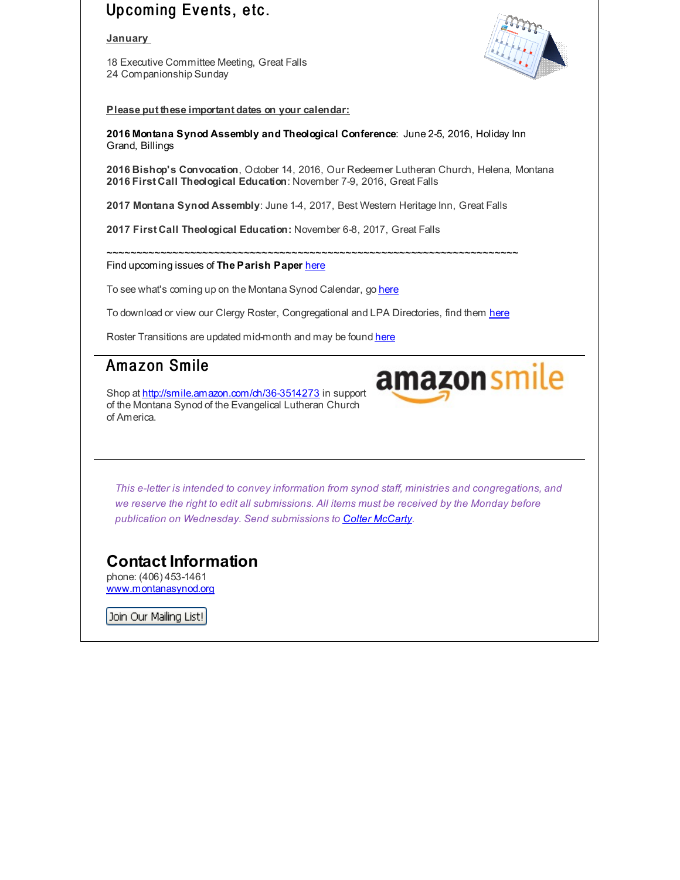## Upcoming Events, etc.

**January**

18 Executive Committee Meeting, Great Falls
24 Companionship Sunday

**Please put these important dates on your calendar:**

**2016 Montana Synod Assembly and Theological Conference**: June 2-5, 2016, Holiday Inn Grand, Billings

**2016 Bishop's Convocation**, October 14, 2016, Our Redeemer Lutheran Church, Helena, Montana
**2016 First Call Theological Education**: November 7-9, 2016, Great Falls

**2017 Montana Synod Assembly**: June 1-4, 2017, Best Western Heritage Inn, Great Falls

**2017 First Call Theological Education:** November 6-8, 2017, Great Falls

~~~~~~~~~~~~~~~~~~~~~~~~~~~~~~~~~~~~~~~~~~~~~~~~~~~~~~~~~~~~~~~~~~~~~~~~~~
Find upcoming issues of **The Parish Paper** here

To see what's coming up on the Montana Synod Calendar, go here

To download or view our Clergy Roster, Congregational and LPA Directories, find them here

Roster Transitions are updated mid-month and may be found here

## Amazon Smile

Shop at http://smile.amazon.com/ch/36-3514273 in support of the Montana Synod of the Evangelical Lutheran Church of America.

*This e-letter is intended to convey information from synod staff, ministries and congregations, and we reserve the right to edit all submissions. All items must be received by the Monday before publication on Wednesday. Send submissions to Colter McCarty.*

## Contact Information

phone: (406) 453-1461
www.montanasynod.org

Join Our Mailing List!